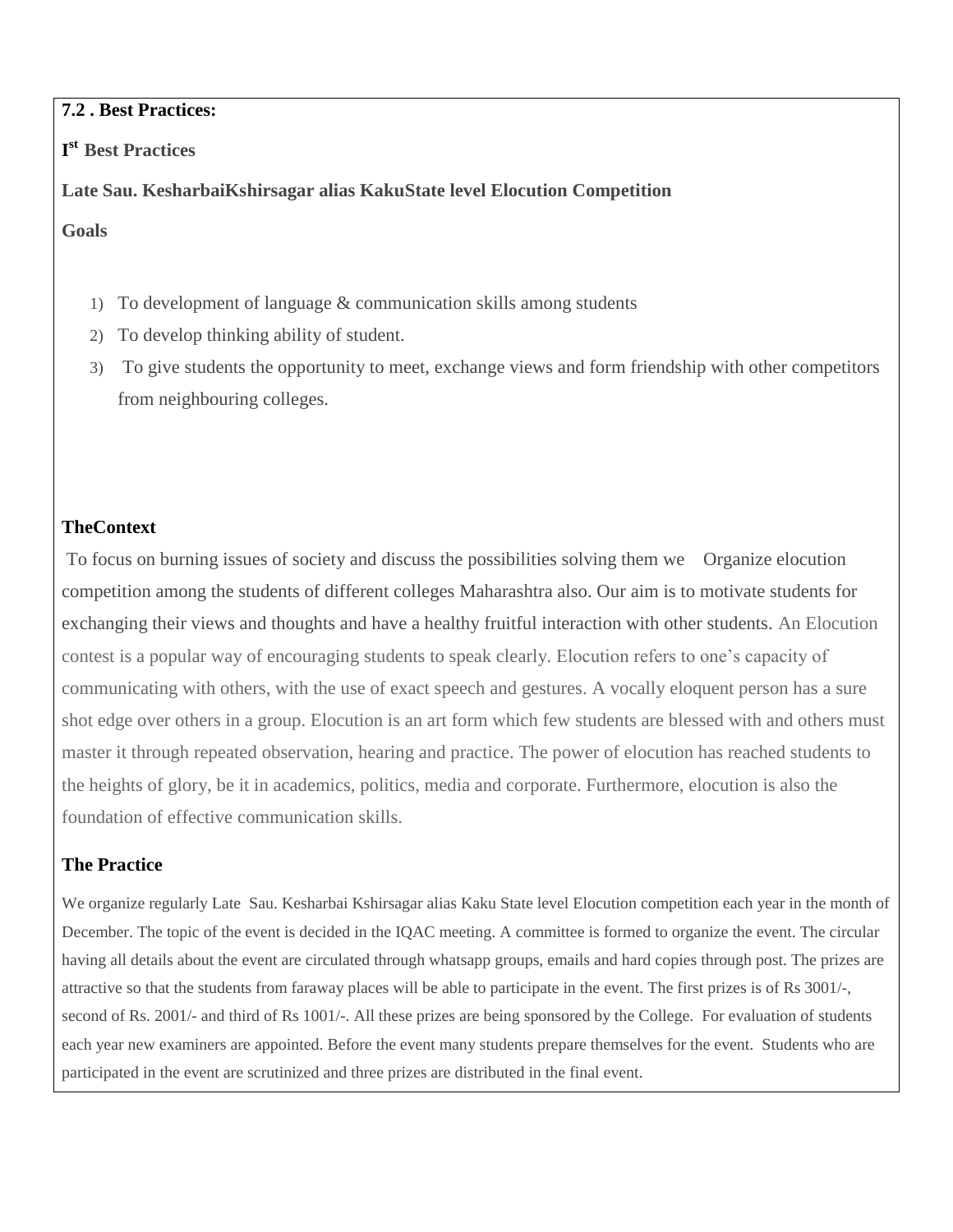**7.2 . Best Practices:**

**I[st] Best Practices**

**Late Sau. KesharbaiKshirsagar alias KakuState level Elocution Competition**

**Goals**

1) To development of language & communication skills among students
2) To develop thinking ability of student.
3) To give students the opportunity to meet, exchange views and form friendship with other competitors from neighbouring colleges.

**TheContext**

To focus on burning issues of society and discuss the possibilities solving them we Organize elocution competition among the students of different colleges Maharashtra also. Our aim is to motivate students for exchanging their views and thoughts and have a healthy fruitful interaction with other students. An Elocution contest is a popular way of encouraging students to speak clearly. Elocution refers to one's capacity of communicating with others, with the use of exact speech and gestures. A vocally eloquent person has a sure shot edge over others in a group. Elocution is an art form which few students are blessed with and others must master it through repeated observation, hearing and practice. The power of elocution has reached students to the heights of glory, be it in academics, politics, media and corporate. Furthermore, elocution is also the foundation of effective communication skills.

**The Practice**

We organize regularly Late Sau. Kesharbai Kshirsagar alias Kaku State level Elocution competition each year in the month of December. The topic of the event is decided in the IQAC meeting. A committee is formed to organize the event. The circular having all details about the event are circulated through whatsapp groups, emails and hard copies through post. The prizes are attractive so that the students from faraway places will be able to participate in the event. The first prizes is of Rs 3001/-, second of Rs. 2001/- and third of Rs 1001/-. All these prizes are being sponsored by the College. For evaluation of students each year new examiners are appointed. Before the event many students prepare themselves for the event. Students who are participated in the event are scrutinized and three prizes are distributed in the final event.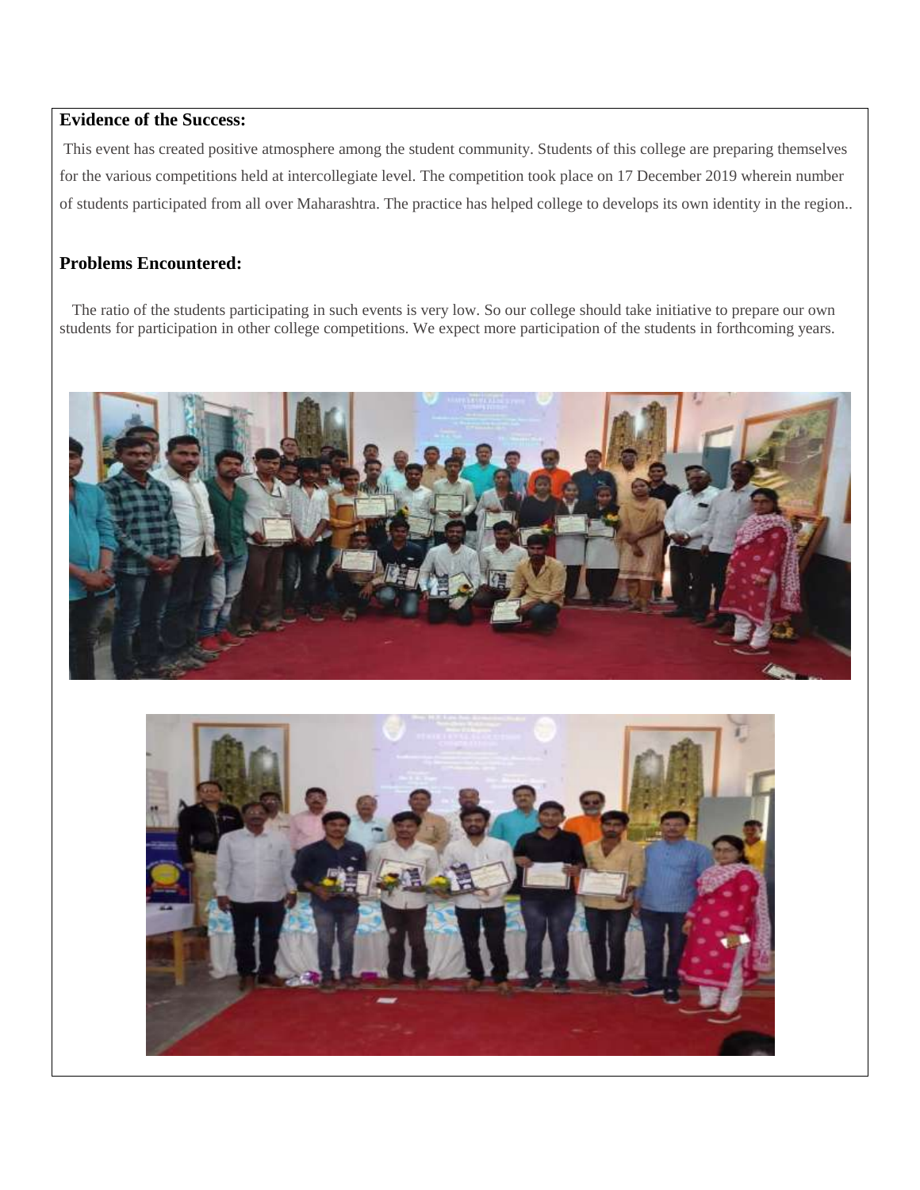**Evidence of the Success:**

This event has created positive atmosphere among the student community. Students of this college are preparing themselves for the various competitions held at intercollegiate level. The competition took place on 17 December 2019 wherein number of students participated from all over Maharashtra. The practice has helped college to develops its own identity in the region..

**Problems Encountered:**

The ratio of the students participating in such events is very low. So our college should take initiative to prepare our own students for participation in other college competitions. We expect more participation of the students in forthcoming years.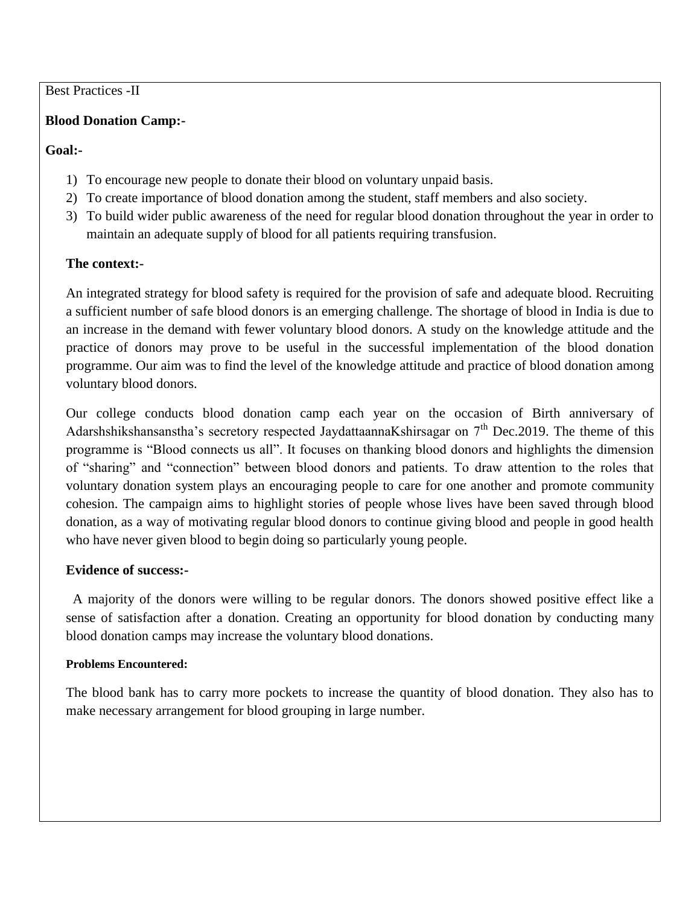Best Practices -II

**Blood Donation Camp:-**

**Goal:-**

1) To encourage new people to donate their blood on voluntary unpaid basis.
2) To create importance of blood donation among the student, staff members and also society.
3) To build wider public awareness of the need for regular blood donation throughout the year in order to maintain an adequate supply of blood for all patients requiring transfusion.

**The context:-**

An integrated strategy for blood safety is required for the provision of safe and adequate blood. Recruiting a sufficient number of safe blood donors is an emerging challenge. The shortage of blood in India is due to an increase in the demand with fewer voluntary blood donors. A study on the knowledge attitude and the practice of donors may prove to be useful in the successful implementation of the blood donation programme. Our aim was to find the level of the knowledge attitude and practice of blood donation among voluntary blood donors.

Our college conducts blood donation camp each year on the occasion of Birth anniversary of Adarshshikshansanstha's secretory respected JaydattaannaKshirsagar on 7th Dec.2019. The theme of this programme is "Blood connects us all". It focuses on thanking blood donors and highlights the dimension of "sharing" and "connection" between blood donors and patients. To draw attention to the roles that voluntary donation system plays an encouraging people to care for one another and promote community cohesion. The campaign aims to highlight stories of people whose lives have been saved through blood donation, as a way of motivating regular blood donors to continue giving blood and people in good health who have never given blood to begin doing so particularly young people.

**Evidence of success:-**

A majority of the donors were willing to be regular donors. The donors showed positive effect like a sense of satisfaction after a donation. Creating an opportunity for blood donation by conducting many blood donation camps may increase the voluntary blood donations.

**Problems Encountered:**

The blood bank has to carry more pockets to increase the quantity of blood donation. They also has to make necessary arrangement for blood grouping in large number.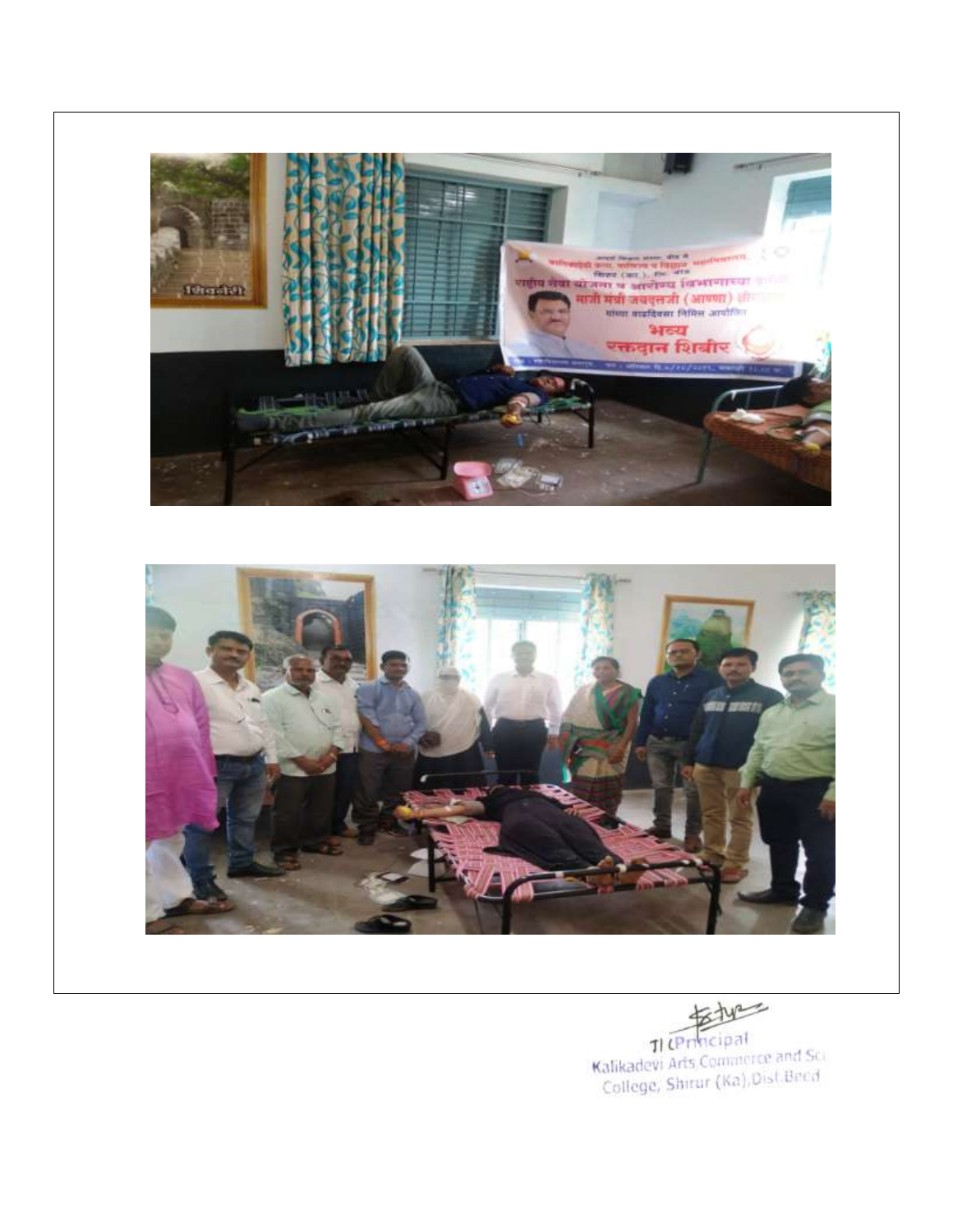I/c Principal
Kalikadevi Arts Commerce and Sci
College, Shirur (Ka),Dist.Beed